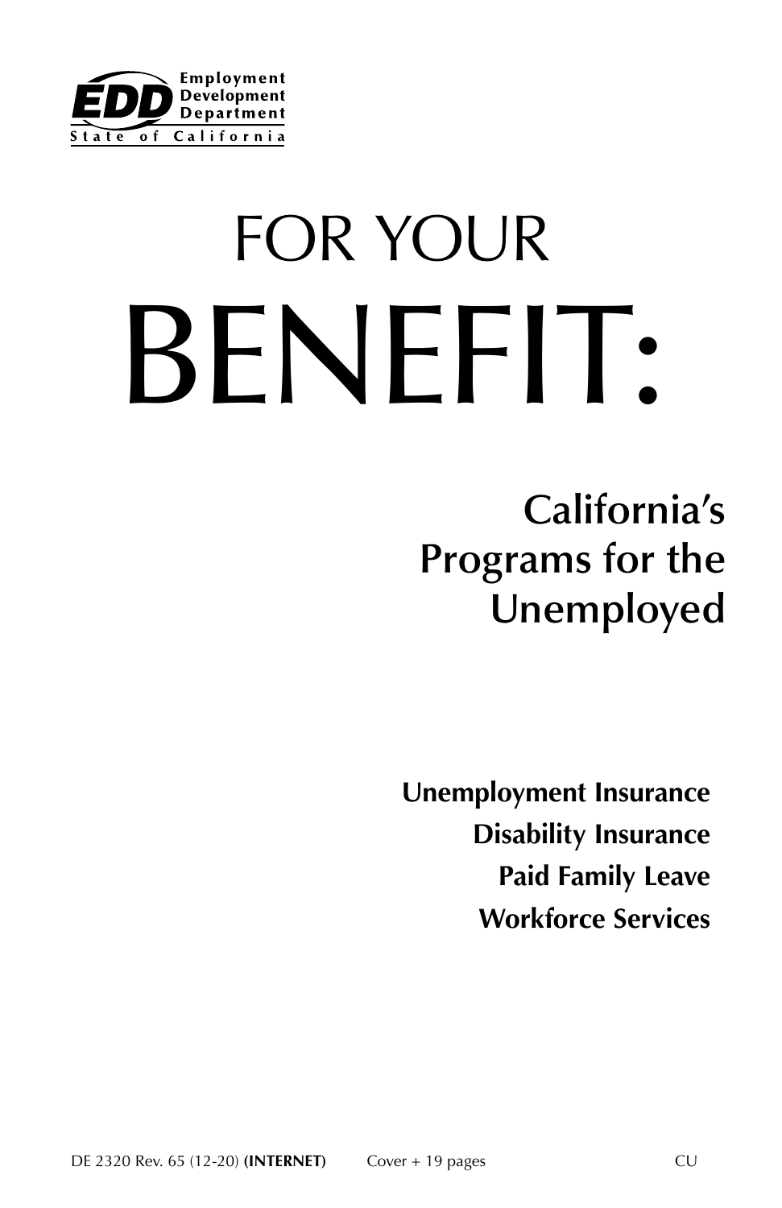Employment Development Department
State of California

# FOR YOUR BENEFIT:

## California's Programs for the Unemployed

**Unemployment Insurance**
**Disability Insurance**
**Paid Family Leave**
**Workforce Services**

DE 2320 Rev. 65 (12-20) **(INTERNET)** Cover + 19 pages CU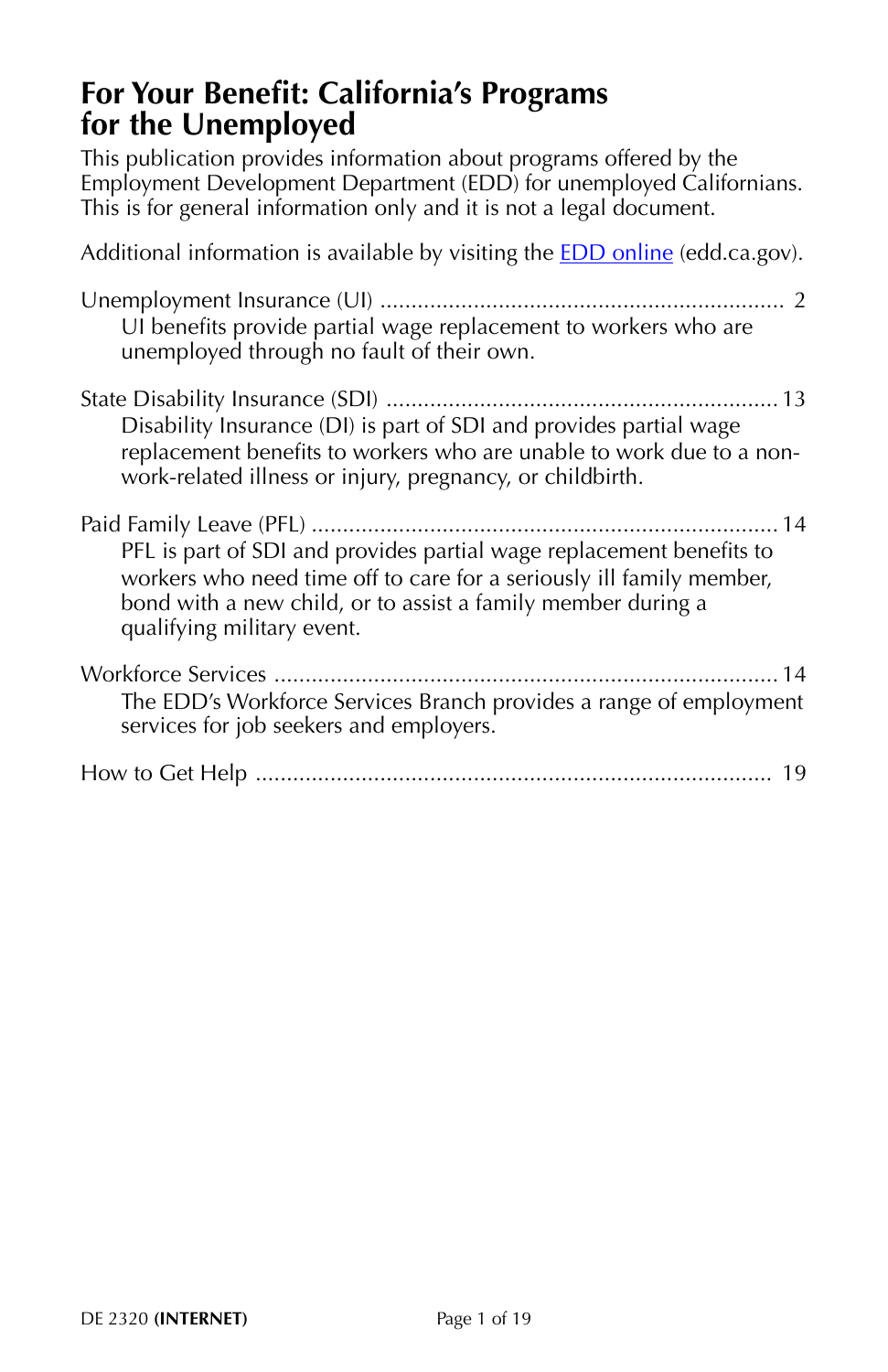# For Your Benefit: California's Programs for the Unemployed

This publication provides information about programs offered by the Employment Development Department (EDD) for unemployed Californians. This is for general information only and it is not a legal document.

Additional information is available by visiting the EDD online (edd.ca.gov).

Unemployment Insurance (UI) ................................................................ 2
UI benefits provide partial wage replacement to workers who are unemployed through no fault of their own.

State Disability Insurance (SDI) .............................................................. 13
Disability Insurance (DI) is part of SDI and provides partial wage replacement benefits to workers who are unable to work due to a non-work-related illness or injury, pregnancy, or childbirth.

Paid Family Leave (PFL) .......................................................................... 14
PFL is part of SDI and provides partial wage replacement benefits to workers who need time off to care for a seriously ill family member, bond with a new child, or to assist a family member during a qualifying military event.

Workforce Services ................................................................................. 14
The EDD's Workforce Services Branch provides a range of employment services for job seekers and employers.

How to Get Help ...................................................................................... 19

DE 2320 **(INTERNET)**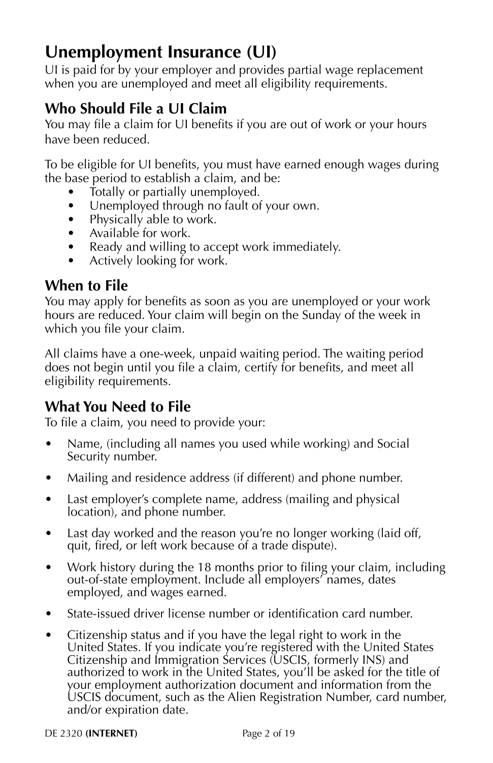# Unemployment Insurance (UI)

UI is paid for by your employer and provides partial wage replacement when you are unemployed and meet all eligibility requirements.

## Who Should File a UI Claim

You may file a claim for UI benefits if you are out of work or your hours have been reduced.

To be eligible for UI benefits, you must have earned enough wages during the base period to establish a claim, and be:

- Totally or partially unemployed.
- Unemployed through no fault of your own.
- Physically able to work.
- Available for work.
- Ready and willing to accept work immediately.
- Actively looking for work.

## When to File

You may apply for benefits as soon as you are unemployed or your work hours are reduced. Your claim will begin on the Sunday of the week in which you file your claim.

All claims have a one-week, unpaid waiting period. The waiting period does not begin until you file a claim, certify for benefits, and meet all eligibility requirements.

## What You Need to File

To file a claim, you need to provide your:

- Name, (including all names you used while working) and Social Security number.
- Mailing and residence address (if different) and phone number.
- Last employer's complete name, address (mailing and physical location), and phone number.
- Last day worked and the reason you're no longer working (laid off, quit, fired, or left work because of a trade dispute).
- Work history during the 18 months prior to filing your claim, including out-of-state employment. Include all employers' names, dates employed, and wages earned.
- State-issued driver license number or identification card number.
- Citizenship status and if you have the legal right to work in the United States. If you indicate you're registered with the United States Citizenship and Immigration Services (USCIS, formerly INS) and authorized to work in the United States, you'll be asked for the title of your employment authorization document and information from the USCIS document, such as the Alien Registration Number, card number, and/or expiration date.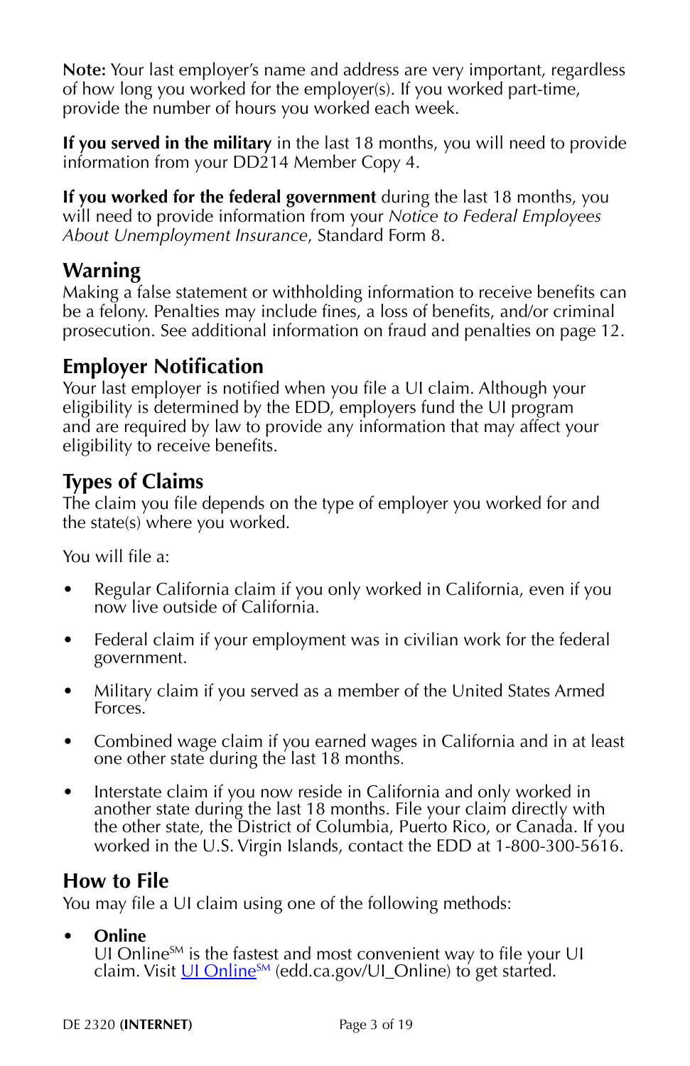**Note:** Your last employer's name and address are very important, regardless of how long you worked for the employer(s). If you worked part-time, provide the number of hours you worked each week.

**If you served in the military** in the last 18 months, you will need to provide information from your DD214 Member Copy 4.

**If you worked for the federal government** during the last 18 months, you will need to provide information from your *Notice to Federal Employees About Unemployment Insurance*, Standard Form 8.

## Warning

Making a false statement or withholding information to receive benefits can be a felony. Penalties may include fines, a loss of benefits, and/or criminal prosecution. See additional information on fraud and penalties on page 12.

## Employer Notification

Your last employer is notified when you file a UI claim. Although your eligibility is determined by the EDD, employers fund the UI program and are required by law to provide any information that may affect your eligibility to receive benefits.

## Types of Claims

The claim you file depends on the type of employer you worked for and the state(s) where you worked.

You will file a:

- Regular California claim if you only worked in California, even if you now live outside of California.
- Federal claim if your employment was in civilian work for the federal government.
- Military claim if you served as a member of the United States Armed Forces.
- Combined wage claim if you earned wages in California and in at least one other state during the last 18 months.
- Interstate claim if you now reside in California and only worked in another state during the last 18 months. File your claim directly with the other state, the District of Columbia, Puerto Rico, or Canada. If you worked in the U.S. Virgin Islands, contact the EDD at 1-800-300-5616.

## How to File

You may file a UI claim using one of the following methods:

- **Online**
  UI Online℠ is the fastest and most convenient way to file your UI claim. Visit UI Online℠ (edd.ca.gov/UI_Online) to get started.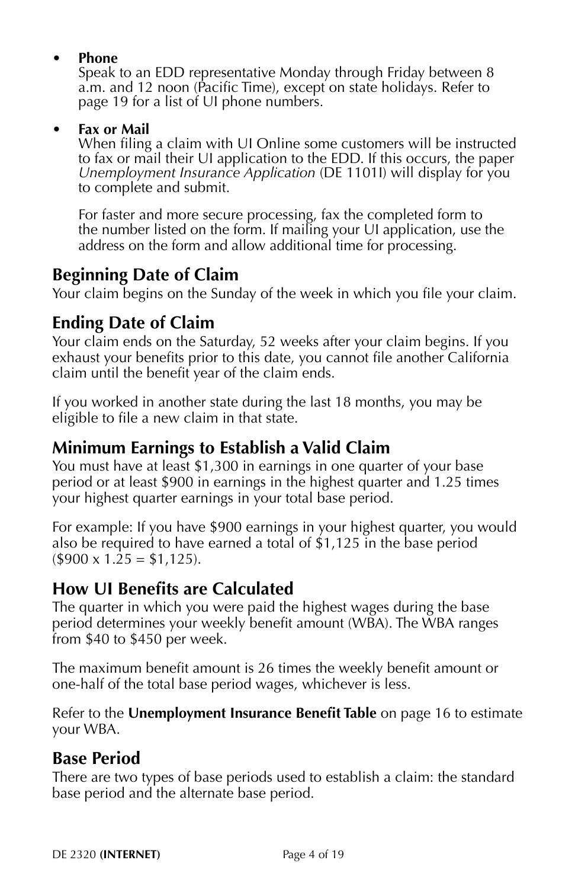- **Phone**
  Speak to an EDD representative Monday through Friday between 8 a.m. and 12 noon (Pacific Time), except on state holidays. Refer to page 19 for a list of UI phone numbers.

- **Fax or Mail**
  When filing a claim with UI Online some customers will be instructed to fax or mail their UI application to the EDD. If this occurs, the paper *Unemployment Insurance Application* (DE 1101I) will display for you to complete and submit.

  For faster and more secure processing, fax the completed form to the number listed on the form. If mailing your UI application, use the address on the form and allow additional time for processing.

## Beginning Date of Claim

Your claim begins on the Sunday of the week in which you file your claim.

## Ending Date of Claim

Your claim ends on the Saturday, 52 weeks after your claim begins. If you exhaust your benefits prior to this date, you cannot file another California claim until the benefit year of the claim ends.

If you worked in another state during the last 18 months, you may be eligible to file a new claim in that state.

## Minimum Earnings to Establish a Valid Claim

You must have at least $1,300 in earnings in one quarter of your base period or at least $900 in earnings in the highest quarter and 1.25 times your highest quarter earnings in your total base period.

For example: If you have $900 earnings in your highest quarter, you would also be required to have earned a total of $1,125 in the base period ($900 x 1.25 = $1,125).

## How UI Benefits are Calculated

The quarter in which you were paid the highest wages during the base period determines your weekly benefit amount (WBA). The WBA ranges from $40 to $450 per week.

The maximum benefit amount is 26 times the weekly benefit amount or one-half of the total base period wages, whichever is less.

Refer to the **Unemployment Insurance Benefit Table** on page 16 to estimate your WBA.

## Base Period

There are two types of base periods used to establish a claim: the standard base period and the alternate base period.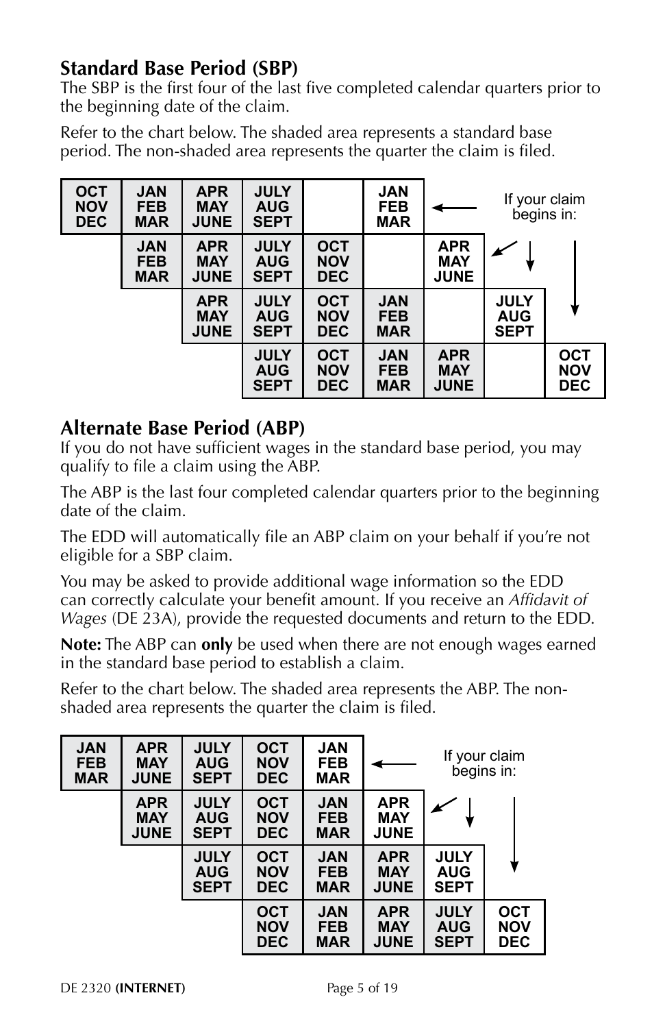## Standard Base Period (SBP)

The SBP is the first four of the last five completed calendar quarters prior to the beginning date of the claim.

Refer to the chart below. The shaded area represents a standard base period. The non-shaded area represents the quarter the claim is filed.

| | | | | | | | | If your claim begins in: |
|---|---|---|---|---|---|---|---|---|
| OCT NOV DEC | JAN FEB MAR | APR MAY JUNE | JULY AUG SEPT | | JAN FEB MAR | | | |
| | JAN FEB MAR | APR MAY JUNE | JULY AUG SEPT | OCT NOV DEC | | APR MAY JUNE | | |
| | | APR MAY JUNE | JULY AUG SEPT | OCT NOV DEC | JAN FEB MAR | | JULY AUG SEPT | |
| | | | JULY AUG SEPT | OCT NOV DEC | JAN FEB MAR | APR MAY JUNE | | OCT NOV DEC |

## Alternate Base Period (ABP)

If you do not have sufficient wages in the standard base period, you may qualify to file a claim using the ABP.

The ABP is the last four completed calendar quarters prior to the beginning date of the claim.

The EDD will automatically file an ABP claim on your behalf if you're not eligible for a SBP claim.

You may be asked to provide additional wage information so the EDD can correctly calculate your benefit amount. If you receive an *Affidavit of Wages* (DE 23A), provide the requested documents and return to the EDD.

**Note:** The ABP can **only** be used when there are not enough wages earned in the standard base period to establish a claim.

Refer to the chart below. The shaded area represents the ABP. The non-shaded area represents the quarter the claim is filed.

| | | | | | | | | If your claim begins in: |
|---|---|---|---|---|---|---|---|---|
| JAN FEB MAR | APR MAY JUNE | JULY AUG SEPT | OCT NOV DEC | JAN FEB MAR | | | | |
| | APR MAY JUNE | JULY AUG SEPT | OCT NOV DEC | JAN FEB MAR | APR MAY JUNE | | | |
| | | JULY AUG SEPT | OCT NOV DEC | JAN FEB MAR | APR MAY JUNE | JULY AUG SEPT | | |
| | | | OCT NOV DEC | JAN FEB MAR | APR MAY JUNE | JULY AUG SEPT | OCT NOV DEC | |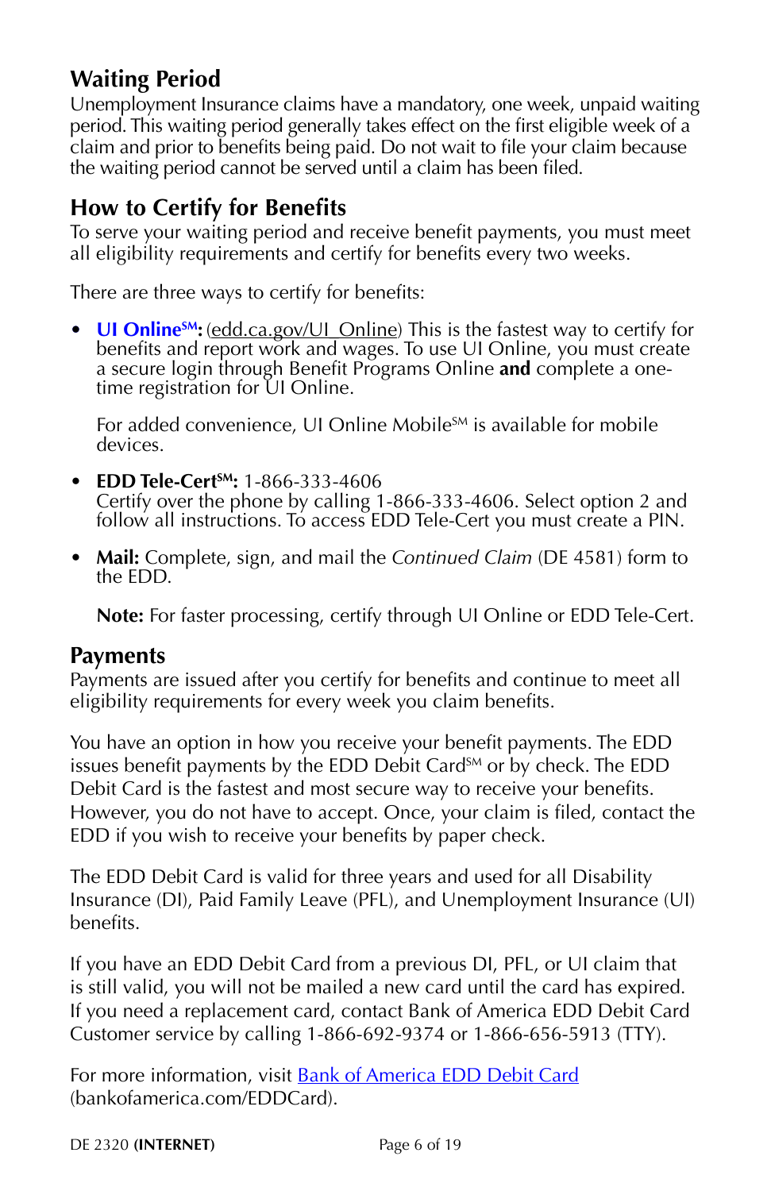## Waiting Period

Unemployment Insurance claims have a mandatory, one week, unpaid waiting period. This waiting period generally takes effect on the first eligible week of a claim and prior to benefits being paid. Do not wait to file your claim because the waiting period cannot be served until a claim has been filed.

## How to Certify for Benefits

To serve your waiting period and receive benefit payments, you must meet all eligibility requirements and certify for benefits every two weeks.

There are three ways to certify for benefits:

- **UI Online^SM:** (edd.ca.gov/UI_Online) This is the fastest way to certify for benefits and report work and wages. To use UI Online, you must create a secure login through Benefit Programs Online **and** complete a one-time registration for UI Online.

  For added convenience, UI Online Mobile^SM is available for mobile devices.

- **EDD Tele-Cert^SM:** 1-866-333-4606
  Certify over the phone by calling 1-866-333-4606. Select option 2 and follow all instructions. To access EDD Tele-Cert you must create a PIN.

- **Mail:** Complete, sign, and mail the *Continued Claim* (DE 4581) form to the EDD.

  **Note:** For faster processing, certify through UI Online or EDD Tele-Cert.

## Payments

Payments are issued after you certify for benefits and continue to meet all eligibility requirements for every week you claim benefits.

You have an option in how you receive your benefit payments. The EDD issues benefit payments by the EDD Debit Card^SM or by check. The EDD Debit Card is the fastest and most secure way to receive your benefits. However, you do not have to accept. Once, your claim is filed, contact the EDD if you wish to receive your benefits by paper check.

The EDD Debit Card is valid for three years and used for all Disability Insurance (DI), Paid Family Leave (PFL), and Unemployment Insurance (UI) benefits.

If you have an EDD Debit Card from a previous DI, PFL, or UI claim that is still valid, you will not be mailed a new card until the card has expired. If you need a replacement card, contact Bank of America EDD Debit Card Customer service by calling 1-866-692-9374 or 1-866-656-5913 (TTY).

For more information, visit Bank of America EDD Debit Card (bankofamerica.com/EDDCard).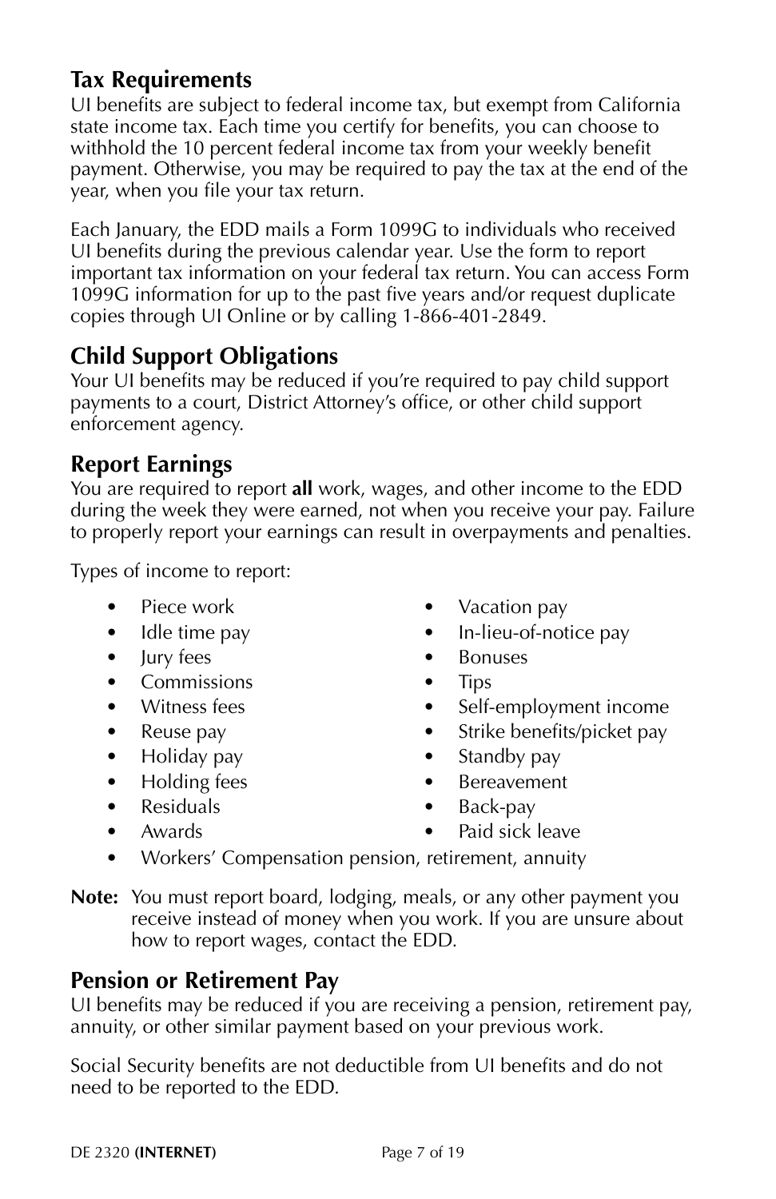## Tax Requirements

UI benefits are subject to federal income tax, but exempt from California state income tax. Each time you certify for benefits, you can choose to withhold the 10 percent federal income tax from your weekly benefit payment. Otherwise, you may be required to pay the tax at the end of the year, when you file your tax return.

Each January, the EDD mails a Form 1099G to individuals who received UI benefits during the previous calendar year. Use the form to report important tax information on your federal tax return. You can access Form 1099G information for up to the past five years and/or request duplicate copies through UI Online or by calling 1-866-401-2849.

## Child Support Obligations

Your UI benefits may be reduced if you're required to pay child support payments to a court, District Attorney's office, or other child support enforcement agency.

## Report Earnings

You are required to report **all** work, wages, and other income to the EDD during the week they were earned, not when you receive your pay. Failure to properly report your earnings can result in overpayments and penalties.

Types of income to report:

- Piece work
- Idle time pay
- Jury fees
- Commissions
- Witness fees
- Reuse pay
- Holiday pay
- Holding fees
- Residuals
- Awards
- Vacation pay
- In-lieu-of-notice pay
- Bonuses
- Tips
- Self-employment income
- Strike benefits/picket pay
- Standby pay
- Bereavement
- Back-pay
- Paid sick leave
- Workers' Compensation pension, retirement, annuity

**Note:** You must report board, lodging, meals, or any other payment you receive instead of money when you work. If you are unsure about how to report wages, contact the EDD.

## Pension or Retirement Pay

UI benefits may be reduced if you are receiving a pension, retirement pay, annuity, or other similar payment based on your previous work.

Social Security benefits are not deductible from UI benefits and do not need to be reported to the EDD.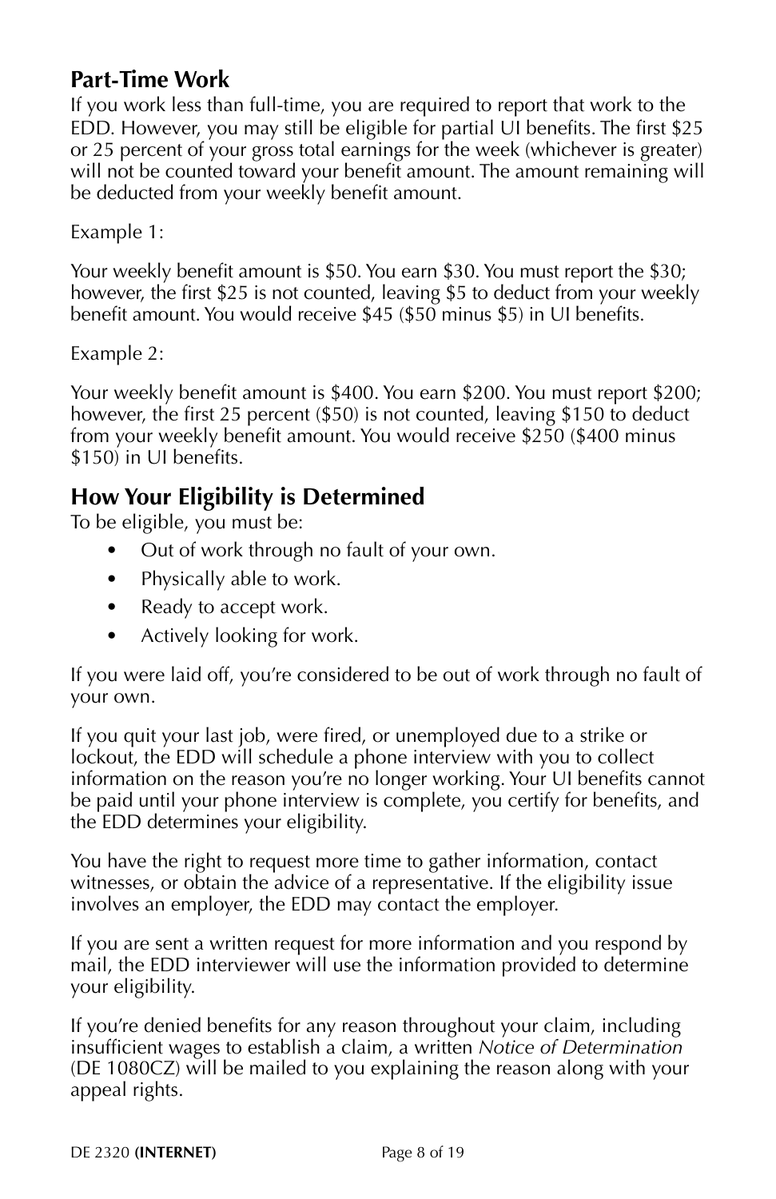## Part-Time Work

If you work less than full-time, you are required to report that work to the EDD. However, you may still be eligible for partial UI benefits. The first $25 or 25 percent of your gross total earnings for the week (whichever is greater) will not be counted toward your benefit amount. The amount remaining will be deducted from your weekly benefit amount.

Example 1:

Your weekly benefit amount is $50. You earn $30. You must report the $30; however, the first $25 is not counted, leaving $5 to deduct from your weekly benefit amount. You would receive $45 ($50 minus $5) in UI benefits.

Example 2:

Your weekly benefit amount is $400. You earn $200. You must report $200; however, the first 25 percent ($50) is not counted, leaving $150 to deduct from your weekly benefit amount. You would receive $250 ($400 minus $150) in UI benefits.

## How Your Eligibility is Determined

To be eligible, you must be:

- Out of work through no fault of your own.
- Physically able to work.
- Ready to accept work.
- Actively looking for work.

If you were laid off, you're considered to be out of work through no fault of your own.

If you quit your last job, were fired, or unemployed due to a strike or lockout, the EDD will schedule a phone interview with you to collect information on the reason you're no longer working. Your UI benefits cannot be paid until your phone interview is complete, you certify for benefits, and the EDD determines your eligibility.

You have the right to request more time to gather information, contact witnesses, or obtain the advice of a representative. If the eligibility issue involves an employer, the EDD may contact the employer.

If you are sent a written request for more information and you respond by mail, the EDD interviewer will use the information provided to determine your eligibility.

If you're denied benefits for any reason throughout your claim, including insufficient wages to establish a claim, a written *Notice of Determination* (DE 1080CZ) will be mailed to you explaining the reason along with your appeal rights.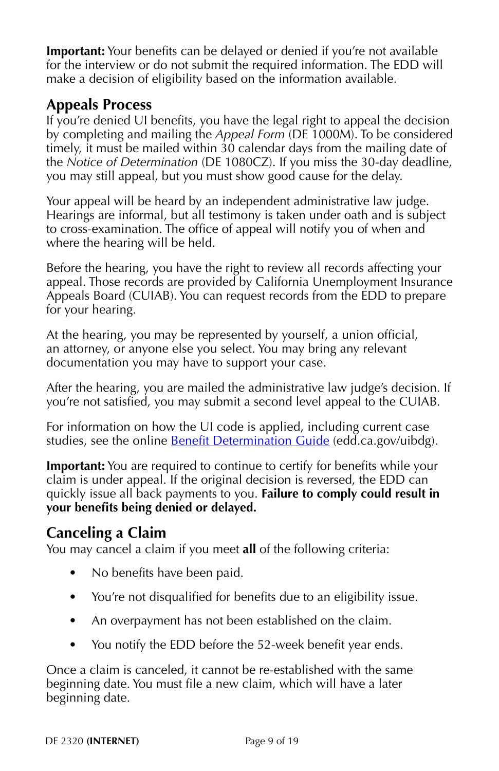**Important:** Your benefits can be delayed or denied if you're not available for the interview or do not submit the required information. The EDD will make a decision of eligibility based on the information available.

## Appeals Process

If you're denied UI benefits, you have the legal right to appeal the decision by completing and mailing the *Appeal Form* (DE 1000M). To be considered timely, it must be mailed within 30 calendar days from the mailing date of the *Notice of Determination* (DE 1080CZ). If you miss the 30-day deadline, you may still appeal, but you must show good cause for the delay.

Your appeal will be heard by an independent administrative law judge. Hearings are informal, but all testimony is taken under oath and is subject to cross-examination. The office of appeal will notify you of when and where the hearing will be held.

Before the hearing, you have the right to review all records affecting your appeal. Those records are provided by California Unemployment Insurance Appeals Board (CUIAB). You can request records from the EDD to prepare for your hearing.

At the hearing, you may be represented by yourself, a union official, an attorney, or anyone else you select. You may bring any relevant documentation you may have to support your case.

After the hearing, you are mailed the administrative law judge's decision. If you're not satisfied, you may submit a second level appeal to the CUIAB.

For information on how the UI code is applied, including current case studies, see the online Benefit Determination Guide (edd.ca.gov/uibdg).

**Important:** You are required to continue to certify for benefits while your claim is under appeal. If the original decision is reversed, the EDD can quickly issue all back payments to you. **Failure to comply could result in your benefits being denied or delayed.**

## Canceling a Claim

You may cancel a claim if you meet **all** of the following criteria:

- No benefits have been paid.
- You're not disqualified for benefits due to an eligibility issue.
- An overpayment has not been established on the claim.
- You notify the EDD before the 52-week benefit year ends.

Once a claim is canceled, it cannot be re-established with the same beginning date. You must file a new claim, which will have a later beginning date.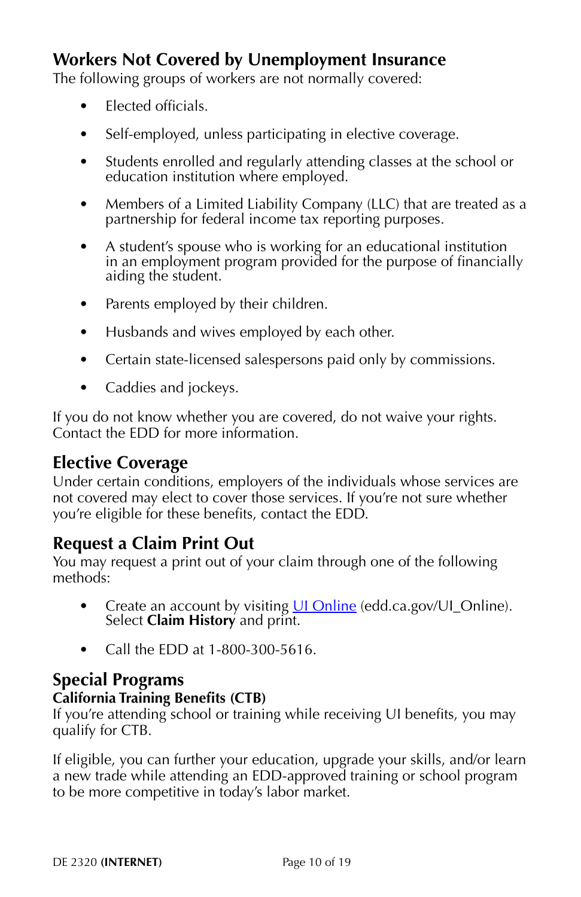## Workers Not Covered by Unemployment Insurance

The following groups of workers are not normally covered:

- Elected officials.
- Self-employed, unless participating in elective coverage.
- Students enrolled and regularly attending classes at the school or education institution where employed.
- Members of a Limited Liability Company (LLC) that are treated as a partnership for federal income tax reporting purposes.
- A student's spouse who is working for an educational institution in an employment program provided for the purpose of financially aiding the student.
- Parents employed by their children.
- Husbands and wives employed by each other.
- Certain state-licensed salespersons paid only by commissions.
- Caddies and jockeys.

If you do not know whether you are covered, do not waive your rights. Contact the EDD for more information.

## Elective Coverage

Under certain conditions, employers of the individuals whose services are not covered may elect to cover those services. If you're not sure whether you're eligible for these benefits, contact the EDD.

## Request a Claim Print Out

You may request a print out of your claim through one of the following methods:

- Create an account by visiting [UI Online](edd.ca.gov/UI_Online) (edd.ca.gov/UI_Online). Select **Claim History** and print.
- Call the EDD at 1-800-300-5616.

## Special Programs

### California Training Benefits (CTB)

If you're attending school or training while receiving UI benefits, you may qualify for CTB.

If eligible, you can further your education, upgrade your skills, and/or learn a new trade while attending an EDD-approved training or school program to be more competitive in today's labor market.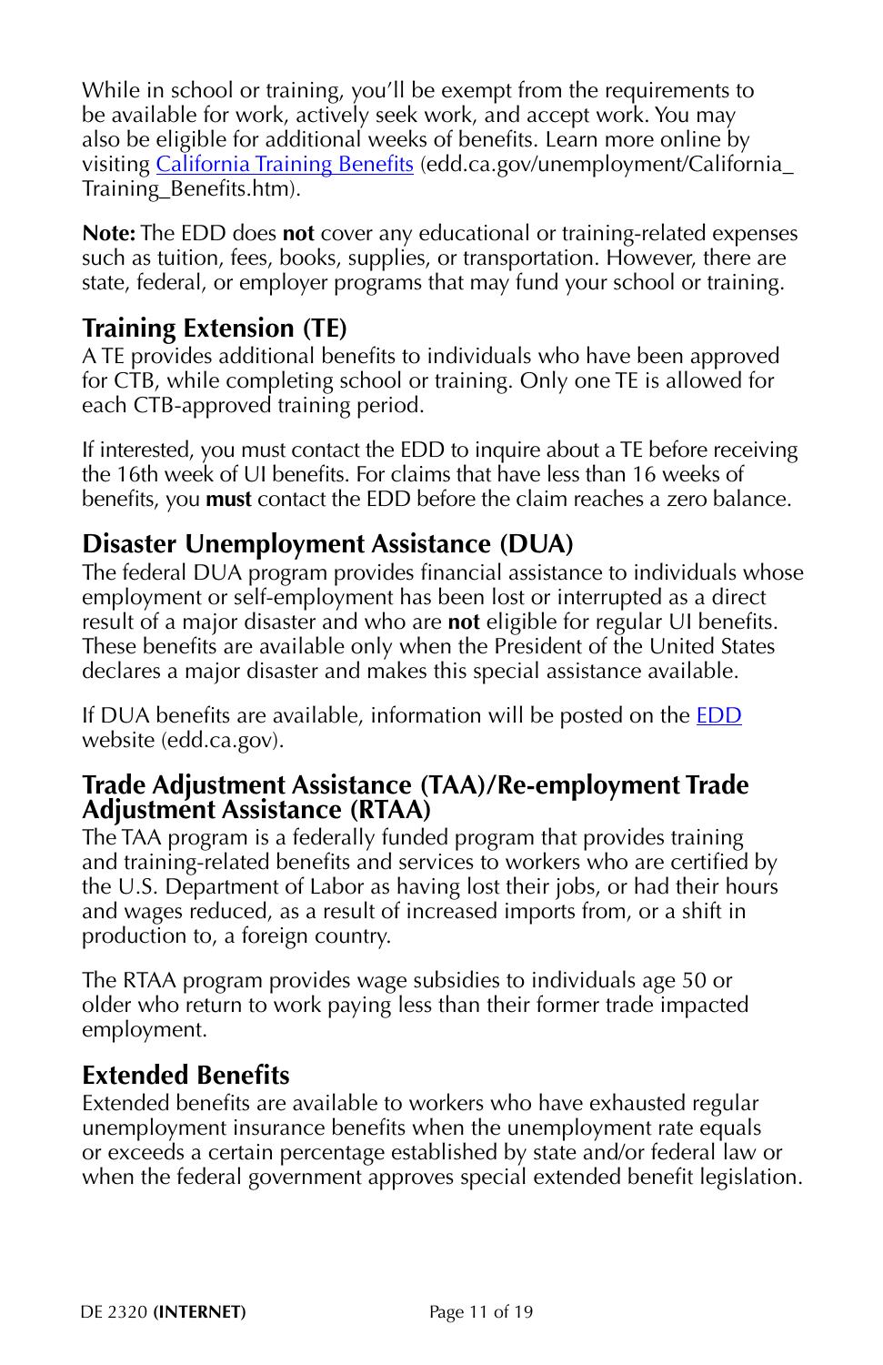While in school or training, you'll be exempt from the requirements to be available for work, actively seek work, and accept work. You may also be eligible for additional weeks of benefits. Learn more online by visiting [California Training Benefits](edd.ca.gov/unemployment/California_Training_Benefits.htm) (edd.ca.gov/unemployment/California_Training_Benefits.htm).

**Note:** The EDD does **not** cover any educational or training-related expenses such as tuition, fees, books, supplies, or transportation. However, there are state, federal, or employer programs that may fund your school or training.

## Training Extension (TE)

A TE provides additional benefits to individuals who have been approved for CTB, while completing school or training. Only one TE is allowed for each CTB-approved training period.

If interested, you must contact the EDD to inquire about a TE before receiving the 16th week of UI benefits. For claims that have less than 16 weeks of benefits, you **must** contact the EDD before the claim reaches a zero balance.

## Disaster Unemployment Assistance (DUA)

The federal DUA program provides financial assistance to individuals whose employment or self-employment has been lost or interrupted as a direct result of a major disaster and who are **not** eligible for regular UI benefits. These benefits are available only when the President of the United States declares a major disaster and makes this special assistance available.

If DUA benefits are available, information will be posted on the [EDD](edd.ca.gov) website (edd.ca.gov).

## Trade Adjustment Assistance (TAA)/Re-employment Trade Adjustment Assistance (RTAA)

The TAA program is a federally funded program that provides training and training-related benefits and services to workers who are certified by the U.S. Department of Labor as having lost their jobs, or had their hours and wages reduced, as a result of increased imports from, or a shift in production to, a foreign country.

The RTAA program provides wage subsidies to individuals age 50 or older who return to work paying less than their former trade impacted employment.

## Extended Benefits

Extended benefits are available to workers who have exhausted regular unemployment insurance benefits when the unemployment rate equals or exceeds a certain percentage established by state and/or federal law or when the federal government approves special extended benefit legislation.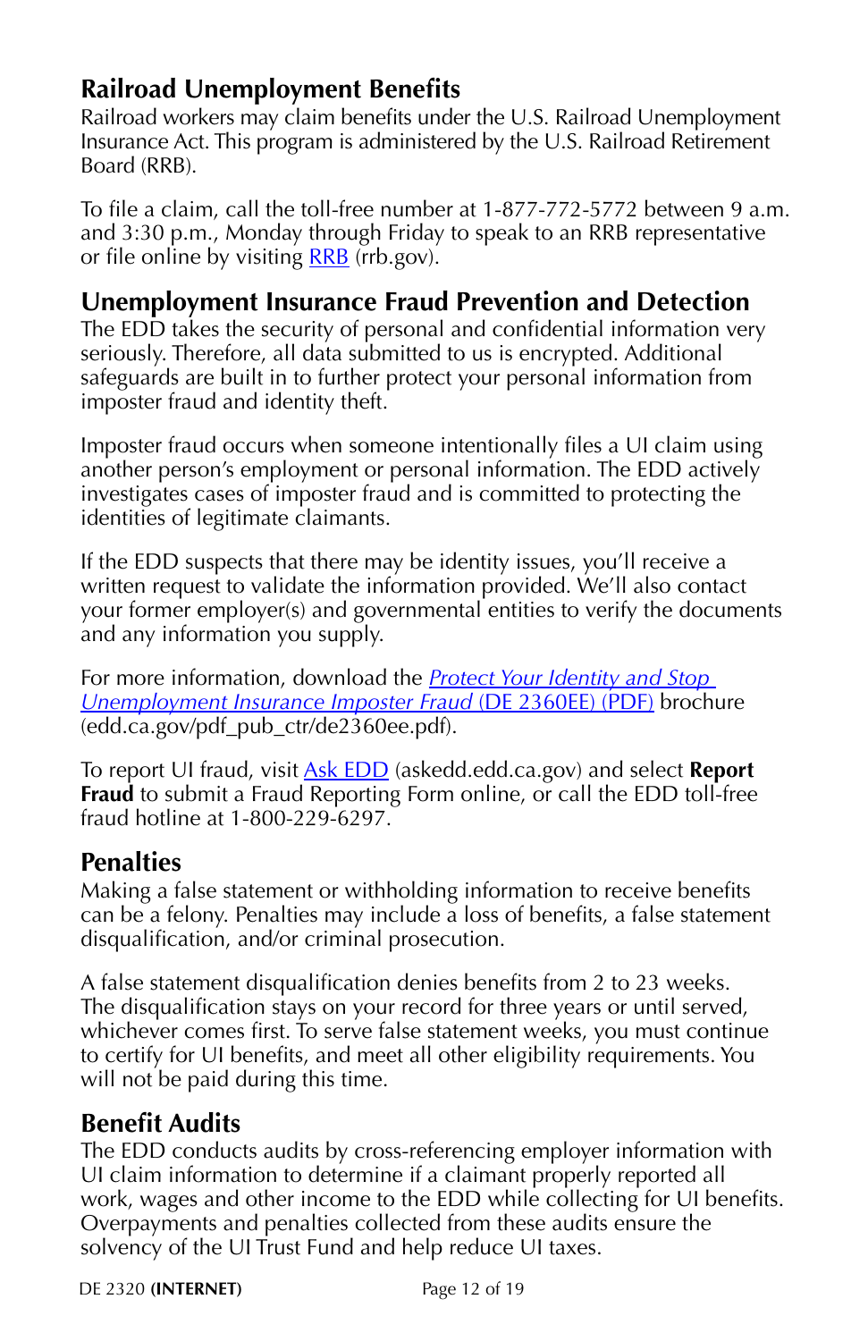## Railroad Unemployment Benefits

Railroad workers may claim benefits under the U.S. Railroad Unemployment Insurance Act. This program is administered by the U.S. Railroad Retirement Board (RRB).

To file a claim, call the toll-free number at 1-877-772-5772 between 9 a.m. and 3:30 p.m., Monday through Friday to speak to an RRB representative or file online by visiting RRB (rrb.gov).

## Unemployment Insurance Fraud Prevention and Detection

The EDD takes the security of personal and confidential information very seriously. Therefore, all data submitted to us is encrypted. Additional safeguards are built in to further protect your personal information from imposter fraud and identity theft.

Imposter fraud occurs when someone intentionally files a UI claim using another person's employment or personal information. The EDD actively investigates cases of imposter fraud and is committed to protecting the identities of legitimate claimants.

If the EDD suspects that there may be identity issues, you'll receive a written request to validate the information provided. We'll also contact your former employer(s) and governmental entities to verify the documents and any information you supply.

For more information, download the *Protect Your Identity and Stop Unemployment Insurance Imposter Fraud* (DE 2360EE) (PDF) brochure (edd.ca.gov/pdf_pub_ctr/de2360ee.pdf).

To report UI fraud, visit Ask EDD (askedd.edd.ca.gov) and select **Report Fraud** to submit a Fraud Reporting Form online, or call the EDD toll-free fraud hotline at 1-800-229-6297.

## Penalties

Making a false statement or withholding information to receive benefits can be a felony. Penalties may include a loss of benefits, a false statement disqualification, and/or criminal prosecution.

A false statement disqualification denies benefits from 2 to 23 weeks. The disqualification stays on your record for three years or until served, whichever comes first. To serve false statement weeks, you must continue to certify for UI benefits, and meet all other eligibility requirements. You will not be paid during this time.

## Benefit Audits

The EDD conducts audits by cross-referencing employer information with UI claim information to determine if a claimant properly reported all work, wages and other income to the EDD while collecting for UI benefits. Overpayments and penalties collected from these audits ensure the solvency of the UI Trust Fund and help reduce UI taxes.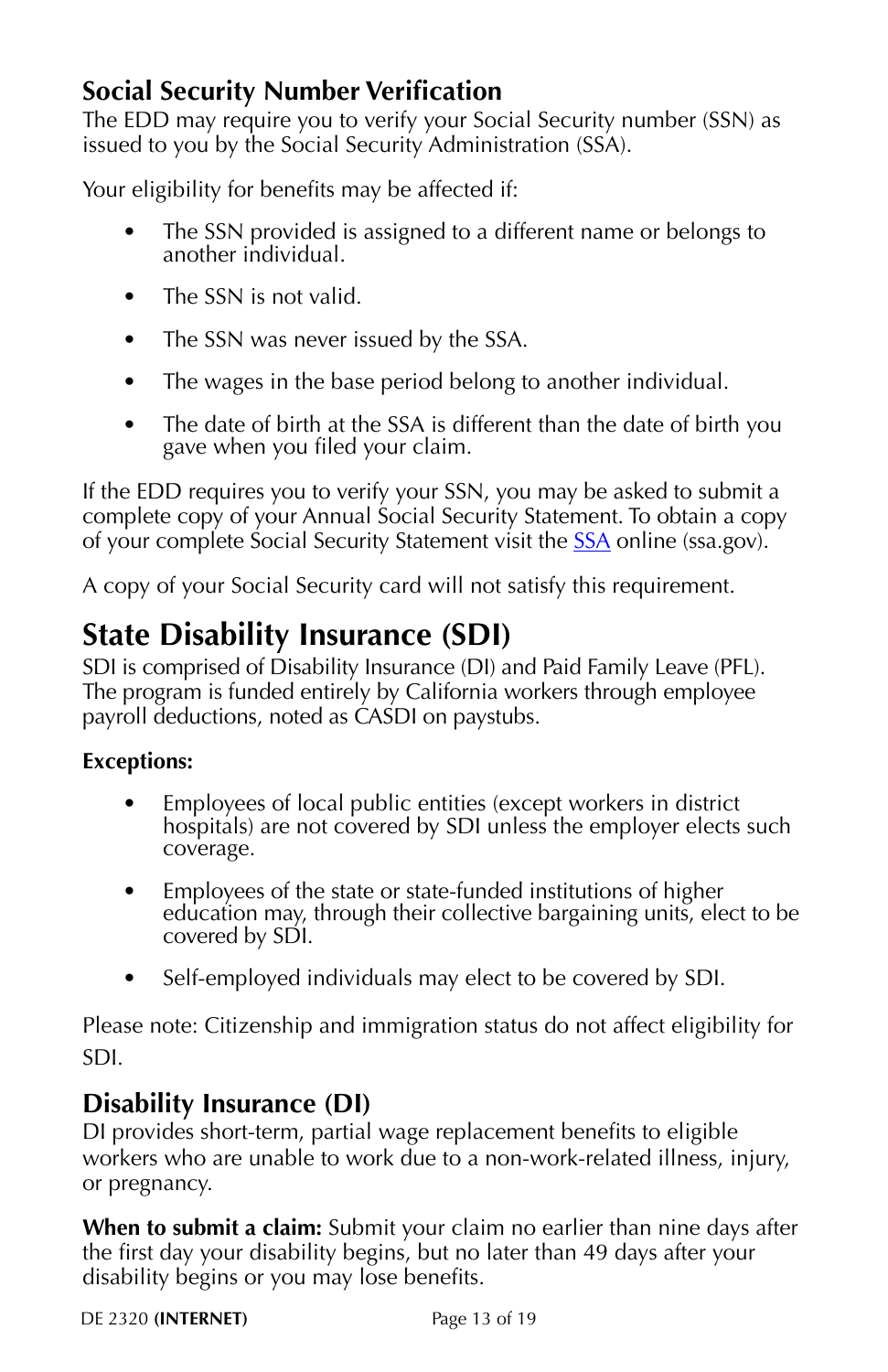### Social Security Number Verification

The EDD may require you to verify your Social Security number (SSN) as issued to you by the Social Security Administration (SSA).

Your eligibility for benefits may be affected if:

- The SSN provided is assigned to a different name or belongs to another individual.
- The SSN is not valid.
- The SSN was never issued by the SSA.
- The wages in the base period belong to another individual.
- The date of birth at the SSA is different than the date of birth you gave when you filed your claim.

If the EDD requires you to verify your SSN, you may be asked to submit a complete copy of your Annual Social Security Statement. To obtain a copy of your complete Social Security Statement visit the SSA online (ssa.gov).

A copy of your Social Security card will not satisfy this requirement.

## State Disability Insurance (SDI)

SDI is comprised of Disability Insurance (DI) and Paid Family Leave (PFL). The program is funded entirely by California workers through employee payroll deductions, noted as CASDI on paystubs.

**Exceptions:**

- Employees of local public entities (except workers in district hospitals) are not covered by SDI unless the employer elects such coverage.
- Employees of the state or state-funded institutions of higher education may, through their collective bargaining units, elect to be covered by SDI.
- Self-employed individuals may elect to be covered by SDI.

Please note: Citizenship and immigration status do not affect eligibility for SDI.

### Disability Insurance (DI)

DI provides short-term, partial wage replacement benefits to eligible workers who are unable to work due to a non-work-related illness, injury, or pregnancy.

**When to submit a claim:** Submit your claim no earlier than nine days after the first day your disability begins, but no later than 49 days after your disability begins or you may lose benefits.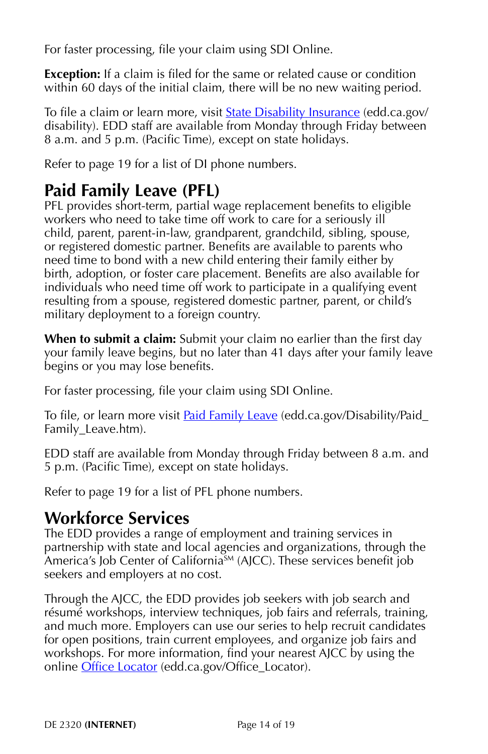For faster processing, file your claim using SDI Online.

**Exception:** If a claim is filed for the same or related cause or condition within 60 days of the initial claim, there will be no new waiting period.

To file a claim or learn more, visit [State Disability Insurance](edd.ca.gov/disability) (edd.ca.gov/disability). EDD staff are available from Monday through Friday between 8 a.m. and 5 p.m. (Pacific Time), except on state holidays.

Refer to page 19 for a list of DI phone numbers.

## Paid Family Leave (PFL)

PFL provides short-term, partial wage replacement benefits to eligible workers who need to take time off work to care for a seriously ill child, parent, parent-in-law, grandparent, grandchild, sibling, spouse, or registered domestic partner. Benefits are available to parents who need time to bond with a new child entering their family either by birth, adoption, or foster care placement. Benefits are also available for individuals who need time off work to participate in a qualifying event resulting from a spouse, registered domestic partner, parent, or child's military deployment to a foreign country.

**When to submit a claim:** Submit your claim no earlier than the first day your family leave begins, but no later than 41 days after your family leave begins or you may lose benefits.

For faster processing, file your claim using SDI Online.

To file, or learn more visit [Paid Family Leave](edd.ca.gov/Disability/Paid_Family_Leave.htm) (edd.ca.gov/Disability/Paid_Family_Leave.htm).

EDD staff are available from Monday through Friday between 8 a.m. and 5 p.m. (Pacific Time), except on state holidays.

Refer to page 19 for a list of PFL phone numbers.

## Workforce Services

The EDD provides a range of employment and training services in partnership with state and local agencies and organizations, through the America's Job Center of California℠ (AJCC). These services benefit job seekers and employers at no cost.

Through the AJCC, the EDD provides job seekers with job search and résumé workshops, interview techniques, job fairs and referrals, training, and much more. Employers can use our series to help recruit candidates for open positions, train current employees, and organize job fairs and workshops. For more information, find your nearest AJCC by using the online [Office Locator](edd.ca.gov/Office_Locator) (edd.ca.gov/Office_Locator).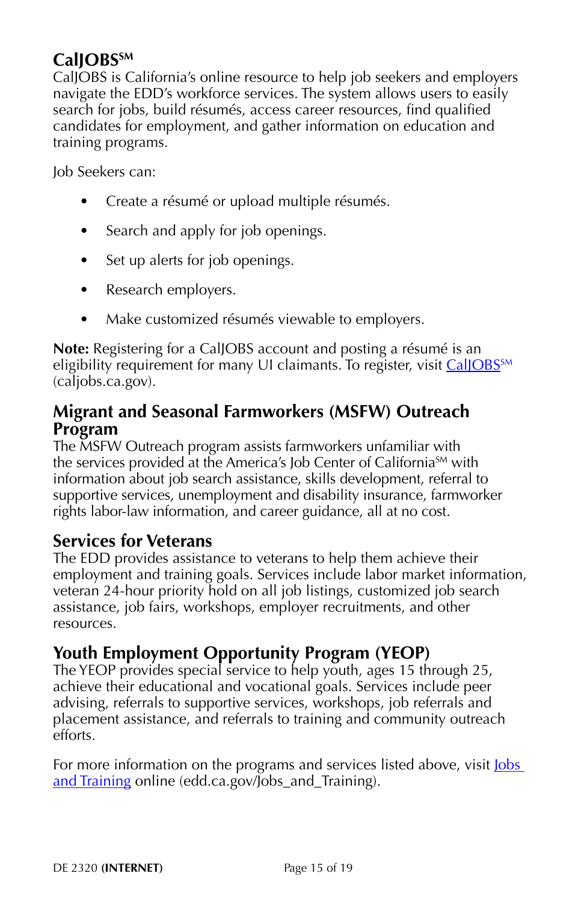## CalJOBS℠

CalJOBS is California's online resource to help job seekers and employers navigate the EDD's workforce services. The system allows users to easily search for jobs, build résumés, access career resources, find qualified candidates for employment, and gather information on education and training programs.

Job Seekers can:

- Create a résumé or upload multiple résumés.
- Search and apply for job openings.
- Set up alerts for job openings.
- Research employers.
- Make customized résumés viewable to employers.

**Note:** Registering for a CalJOBS account and posting a résumé is an eligibility requirement for many UI claimants. To register, visit CalJOBS℠ (caljobs.ca.gov).

## Migrant and Seasonal Farmworkers (MSFW) Outreach Program

The MSFW Outreach program assists farmworkers unfamiliar with the services provided at the America's Job Center of California℠ with information about job search assistance, skills development, referral to supportive services, unemployment and disability insurance, farmworker rights labor-law information, and career guidance, all at no cost.

## Services for Veterans

The EDD provides assistance to veterans to help them achieve their employment and training goals. Services include labor market information, veteran 24-hour priority hold on all job listings, customized job search assistance, job fairs, workshops, employer recruitments, and other resources.

## Youth Employment Opportunity Program (YEOP)

The YEOP provides special service to help youth, ages 15 through 25, achieve their educational and vocational goals. Services include peer advising, referrals to supportive services, workshops, job referrals and placement assistance, and referrals to training and community outreach efforts.

For more information on the programs and services listed above, visit Jobs and Training online (edd.ca.gov/Jobs_and_Training).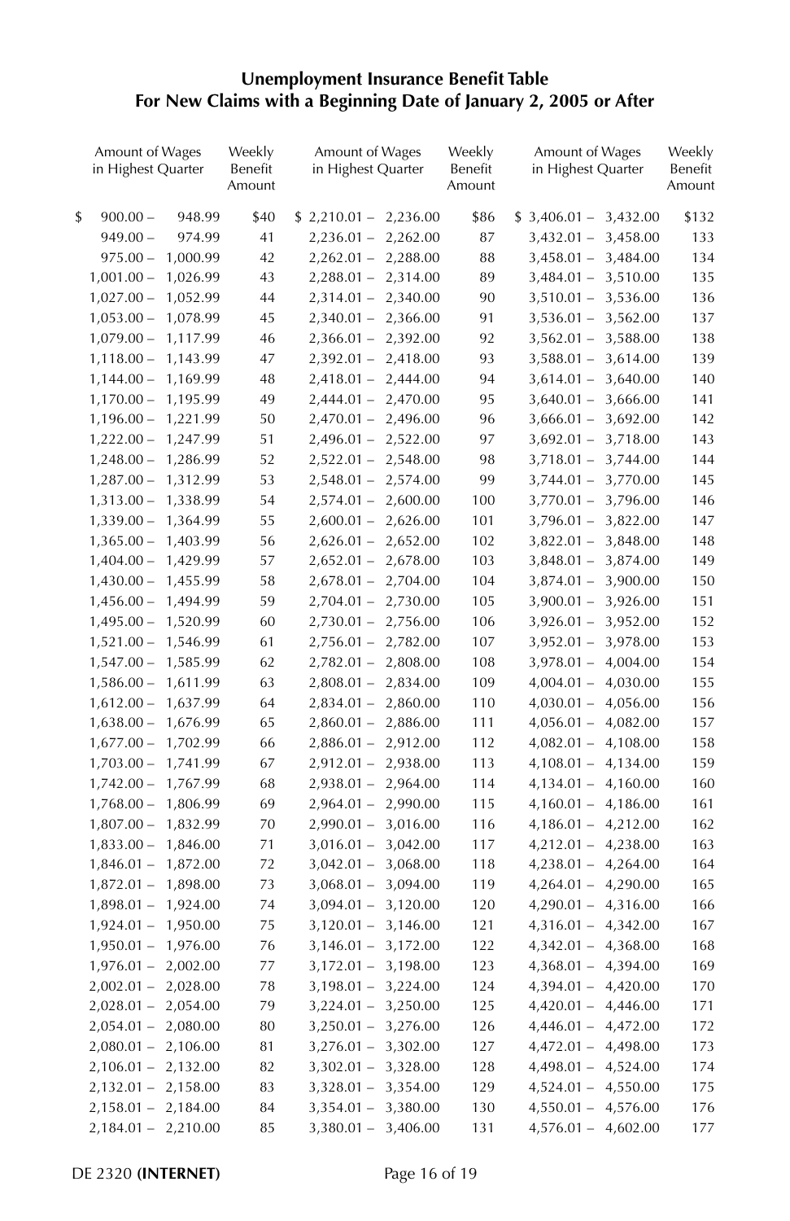## Unemployment Insurance Benefit Table
## For New Claims with a Beginning Date of January 2, 2005 or After

| Amount of Wages in Highest Quarter | Weekly Benefit Amount | Amount of Wages in Highest Quarter | Weekly Benefit Amount | Amount of Wages in Highest Quarter | Weekly Benefit Amount |
|---|---|---|---|---|---|
| $ 900.00 – 948.99 | $40 | $ 2,210.01 – 2,236.00 | $86 | $ 3,406.01 – 3,432.00 | $132 |
| 949.00 – 974.99 | 41 | 2,236.01 – 2,262.00 | 87 | 3,432.01 – 3,458.00 | 133 |
| 975.00 – 1,000.99 | 42 | 2,262.01 – 2,288.00 | 88 | 3,458.01 – 3,484.00 | 134 |
| 1,001.00 – 1,026.99 | 43 | 2,288.01 – 2,314.00 | 89 | 3,484.01 – 3,510.00 | 135 |
| 1,027.00 – 1,052.99 | 44 | 2,314.01 – 2,340.00 | 90 | 3,510.01 – 3,536.00 | 136 |
| 1,053.00 – 1,078.99 | 45 | 2,340.01 – 2,366.00 | 91 | 3,536.01 – 3,562.00 | 137 |
| 1,079.00 – 1,117.99 | 46 | 2,366.01 – 2,392.00 | 92 | 3,562.01 – 3,588.00 | 138 |
| 1,118.00 – 1,143.99 | 47 | 2,392.01 – 2,418.00 | 93 | 3,588.01 – 3,614.00 | 139 |
| 1,144.00 – 1,169.99 | 48 | 2,418.01 – 2,444.00 | 94 | 3,614.01 – 3,640.00 | 140 |
| 1,170.00 – 1,195.99 | 49 | 2,444.01 – 2,470.00 | 95 | 3,640.01 – 3,666.00 | 141 |
| 1,196.00 – 1,221.99 | 50 | 2,470.01 – 2,496.00 | 96 | 3,666.01 – 3,692.00 | 142 |
| 1,222.00 – 1,247.99 | 51 | 2,496.01 – 2,522.00 | 97 | 3,692.01 – 3,718.00 | 143 |
| 1,248.00 – 1,286.99 | 52 | 2,522.01 – 2,548.00 | 98 | 3,718.01 – 3,744.00 | 144 |
| 1,287.00 – 1,312.99 | 53 | 2,548.01 – 2,574.00 | 99 | 3,744.01 – 3,770.00 | 145 |
| 1,313.00 – 1,338.99 | 54 | 2,574.01 – 2,600.00 | 100 | 3,770.01 – 3,796.00 | 146 |
| 1,339.00 – 1,364.99 | 55 | 2,600.01 – 2,626.00 | 101 | 3,796.01 – 3,822.00 | 147 |
| 1,365.00 – 1,403.99 | 56 | 2,626.01 – 2,652.00 | 102 | 3,822.01 – 3,848.00 | 148 |
| 1,404.00 – 1,429.99 | 57 | 2,652.01 – 2,678.00 | 103 | 3,848.01 – 3,874.00 | 149 |
| 1,430.00 – 1,455.99 | 58 | 2,678.01 – 2,704.00 | 104 | 3,874.01 – 3,900.00 | 150 |
| 1,456.00 – 1,494.99 | 59 | 2,704.01 – 2,730.00 | 105 | 3,900.01 – 3,926.00 | 151 |
| 1,495.00 – 1,520.99 | 60 | 2,730.01 – 2,756.00 | 106 | 3,926.01 – 3,952.00 | 152 |
| 1,521.00 – 1,546.99 | 61 | 2,756.01 – 2,782.00 | 107 | 3,952.01 – 3,978.00 | 153 |
| 1,547.00 – 1,585.99 | 62 | 2,782.01 – 2,808.00 | 108 | 3,978.01 – 4,004.00 | 154 |
| 1,586.00 – 1,611.99 | 63 | 2,808.01 – 2,834.00 | 109 | 4,004.01 – 4,030.00 | 155 |
| 1,612.00 – 1,637.99 | 64 | 2,834.01 – 2,860.00 | 110 | 4,030.01 – 4,056.00 | 156 |
| 1,638.00 – 1,676.99 | 65 | 2,860.01 – 2,886.00 | 111 | 4,056.01 – 4,082.00 | 157 |
| 1,677.00 – 1,702.99 | 66 | 2,886.01 – 2,912.00 | 112 | 4,082.01 – 4,108.00 | 158 |
| 1,703.00 – 1,741.99 | 67 | 2,912.01 – 2,938.00 | 113 | 4,108.01 – 4,134.00 | 159 |
| 1,742.00 – 1,767.99 | 68 | 2,938.01 – 2,964.00 | 114 | 4,134.01 – 4,160.00 | 160 |
| 1,768.00 – 1,806.99 | 69 | 2,964.01 – 2,990.00 | 115 | 4,160.01 – 4,186.00 | 161 |
| 1,807.00 – 1,832.99 | 70 | 2,990.01 – 3,016.00 | 116 | 4,186.01 – 4,212.00 | 162 |
| 1,833.00 – 1,846.00 | 71 | 3,016.01 – 3,042.00 | 117 | 4,212.01 – 4,238.00 | 163 |
| 1,846.01 – 1,872.00 | 72 | 3,042.01 – 3,068.00 | 118 | 4,238.01 – 4,264.00 | 164 |
| 1,872.01 – 1,898.00 | 73 | 3,068.01 – 3,094.00 | 119 | 4,264.01 – 4,290.00 | 165 |
| 1,898.01 – 1,924.00 | 74 | 3,094.01 – 3,120.00 | 120 | 4,290.01 – 4,316.00 | 166 |
| 1,924.01 – 1,950.00 | 75 | 3,120.01 – 3,146.00 | 121 | 4,316.01 – 4,342.00 | 167 |
| 1,950.01 – 1,976.00 | 76 | 3,146.01 – 3,172.00 | 122 | 4,342.01 – 4,368.00 | 168 |
| 1,976.01 – 2,002.00 | 77 | 3,172.01 – 3,198.00 | 123 | 4,368.01 – 4,394.00 | 169 |
| 2,002.01 – 2,028.00 | 78 | 3,198.01 – 3,224.00 | 124 | 4,394.01 – 4,420.00 | 170 |
| 2,028.01 – 2,054.00 | 79 | 3,224.01 – 3,250.00 | 125 | 4,420.01 – 4,446.00 | 171 |
| 2,054.01 – 2,080.00 | 80 | 3,250.01 – 3,276.00 | 126 | 4,446.01 – 4,472.00 | 172 |
| 2,080.01 – 2,106.00 | 81 | 3,276.01 – 3,302.00 | 127 | 4,472.01 – 4,498.00 | 173 |
| 2,106.01 – 2,132.00 | 82 | 3,302.01 – 3,328.00 | 128 | 4,498.01 – 4,524.00 | 174 |
| 2,132.01 – 2,158.00 | 83 | 3,328.01 – 3,354.00 | 129 | 4,524.01 – 4,550.00 | 175 |
| 2,158.01 – 2,184.00 | 84 | 3,354.01 – 3,380.00 | 130 | 4,550.01 – 4,576.00 | 176 |
| 2,184.01 – 2,210.00 | 85 | 3,380.01 – 3,406.00 | 131 | 4,576.01 – 4,602.00 | 177 |

DE 2320 **(INTERNET)**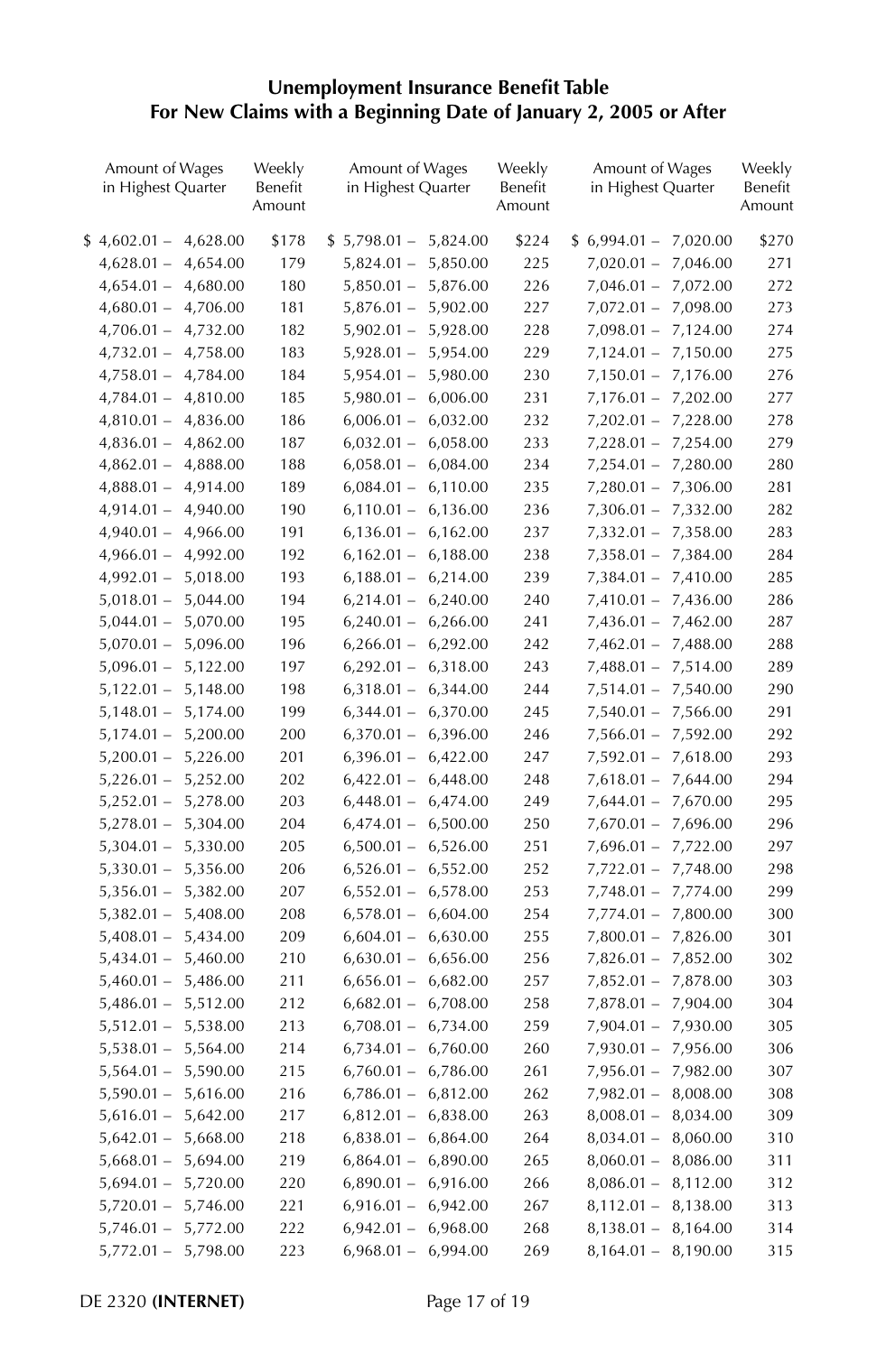## Unemployment Insurance Benefit Table
## For New Claims with a Beginning Date of January 2, 2005 or After

| Amount of Wages in Highest Quarter | Weekly Benefit Amount | Amount of Wages in Highest Quarter | Weekly Benefit Amount | Amount of Wages in Highest Quarter | Weekly Benefit Amount |
|---|---|---|---|---|---|
| $ 4,602.01 – 4,628.00 | $178 | $ 5,798.01 – 5,824.00 | $224 | $ 6,994.01 – 7,020.00 | $270 |
| 4,628.01 – 4,654.00 | 179 | 5,824.01 – 5,850.00 | 225 | 7,020.01 – 7,046.00 | 271 |
| 4,654.01 – 4,680.00 | 180 | 5,850.01 – 5,876.00 | 226 | 7,046.01 – 7,072.00 | 272 |
| 4,680.01 – 4,706.00 | 181 | 5,876.01 – 5,902.00 | 227 | 7,072.01 – 7,098.00 | 273 |
| 4,706.01 – 4,732.00 | 182 | 5,902.01 – 5,928.00 | 228 | 7,098.01 – 7,124.00 | 274 |
| 4,732.01 – 4,758.00 | 183 | 5,928.01 – 5,954.00 | 229 | 7,124.01 – 7,150.00 | 275 |
| 4,758.01 – 4,784.00 | 184 | 5,954.01 – 5,980.00 | 230 | 7,150.01 – 7,176.00 | 276 |
| 4,784.01 – 4,810.00 | 185 | 5,980.01 – 6,006.00 | 231 | 7,176.01 – 7,202.00 | 277 |
| 4,810.01 – 4,836.00 | 186 | 6,006.01 – 6,032.00 | 232 | 7,202.01 – 7,228.00 | 278 |
| 4,836.01 – 4,862.00 | 187 | 6,032.01 – 6,058.00 | 233 | 7,228.01 – 7,254.00 | 279 |
| 4,862.01 – 4,888.00 | 188 | 6,058.01 – 6,084.00 | 234 | 7,254.01 – 7,280.00 | 280 |
| 4,888.01 – 4,914.00 | 189 | 6,084.01 – 6,110.00 | 235 | 7,280.01 – 7,306.00 | 281 |
| 4,914.01 – 4,940.00 | 190 | 6,110.01 – 6,136.00 | 236 | 7,306.01 – 7,332.00 | 282 |
| 4,940.01 – 4,966.00 | 191 | 6,136.01 – 6,162.00 | 237 | 7,332.01 – 7,358.00 | 283 |
| 4,966.01 – 4,992.00 | 192 | 6,162.01 – 6,188.00 | 238 | 7,358.01 – 7,384.00 | 284 |
| 4,992.01 – 5,018.00 | 193 | 6,188.01 – 6,214.00 | 239 | 7,384.01 – 7,410.00 | 285 |
| 5,018.01 – 5,044.00 | 194 | 6,214.01 – 6,240.00 | 240 | 7,410.01 – 7,436.00 | 286 |
| 5,044.01 – 5,070.00 | 195 | 6,240.01 – 6,266.00 | 241 | 7,436.01 – 7,462.00 | 287 |
| 5,070.01 – 5,096.00 | 196 | 6,266.01 – 6,292.00 | 242 | 7,462.01 – 7,488.00 | 288 |
| 5,096.01 – 5,122.00 | 197 | 6,292.01 – 6,318.00 | 243 | 7,488.01 – 7,514.00 | 289 |
| 5,122.01 – 5,148.00 | 198 | 6,318.01 – 6,344.00 | 244 | 7,514.01 – 7,540.00 | 290 |
| 5,148.01 – 5,174.00 | 199 | 6,344.01 – 6,370.00 | 245 | 7,540.01 – 7,566.00 | 291 |
| 5,174.01 – 5,200.00 | 200 | 6,370.01 – 6,396.00 | 246 | 7,566.01 – 7,592.00 | 292 |
| 5,200.01 – 5,226.00 | 201 | 6,396.01 – 6,422.00 | 247 | 7,592.01 – 7,618.00 | 293 |
| 5,226.01 – 5,252.00 | 202 | 6,422.01 – 6,448.00 | 248 | 7,618.01 – 7,644.00 | 294 |
| 5,252.01 – 5,278.00 | 203 | 6,448.01 – 6,474.00 | 249 | 7,644.01 – 7,670.00 | 295 |
| 5,278.01 – 5,304.00 | 204 | 6,474.01 – 6,500.00 | 250 | 7,670.01 – 7,696.00 | 296 |
| 5,304.01 – 5,330.00 | 205 | 6,500.01 – 6,526.00 | 251 | 7,696.01 – 7,722.00 | 297 |
| 5,330.01 – 5,356.00 | 206 | 6,526.01 – 6,552.00 | 252 | 7,722.01 – 7,748.00 | 298 |
| 5,356.01 – 5,382.00 | 207 | 6,552.01 – 6,578.00 | 253 | 7,748.01 – 7,774.00 | 299 |
| 5,382.01 – 5,408.00 | 208 | 6,578.01 – 6,604.00 | 254 | 7,774.01 – 7,800.00 | 300 |
| 5,408.01 – 5,434.00 | 209 | 6,604.01 – 6,630.00 | 255 | 7,800.01 – 7,826.00 | 301 |
| 5,434.01 – 5,460.00 | 210 | 6,630.01 – 6,656.00 | 256 | 7,826.01 – 7,852.00 | 302 |
| 5,460.01 – 5,486.00 | 211 | 6,656.01 – 6,682.00 | 257 | 7,852.01 – 7,878.00 | 303 |
| 5,486.01 – 5,512.00 | 212 | 6,682.01 – 6,708.00 | 258 | 7,878.01 – 7,904.00 | 304 |
| 5,512.01 – 5,538.00 | 213 | 6,708.01 – 6,734.00 | 259 | 7,904.01 – 7,930.00 | 305 |
| 5,538.01 – 5,564.00 | 214 | 6,734.01 – 6,760.00 | 260 | 7,930.01 – 7,956.00 | 306 |
| 5,564.01 – 5,590.00 | 215 | 6,760.01 – 6,786.00 | 261 | 7,956.01 – 7,982.00 | 307 |
| 5,590.01 – 5,616.00 | 216 | 6,786.01 – 6,812.00 | 262 | 7,982.01 – 8,008.00 | 308 |
| 5,616.01 – 5,642.00 | 217 | 6,812.01 – 6,838.00 | 263 | 8,008.01 – 8,034.00 | 309 |
| 5,642.01 – 5,668.00 | 218 | 6,838.01 – 6,864.00 | 264 | 8,034.01 – 8,060.00 | 310 |
| 5,668.01 – 5,694.00 | 219 | 6,864.01 – 6,890.00 | 265 | 8,060.01 – 8,086.00 | 311 |
| 5,694.01 – 5,720.00 | 220 | 6,890.01 – 6,916.00 | 266 | 8,086.01 – 8,112.00 | 312 |
| 5,720.01 – 5,746.00 | 221 | 6,916.01 – 6,942.00 | 267 | 8,112.01 – 8,138.00 | 313 |
| 5,746.01 – 5,772.00 | 222 | 6,942.01 – 6,968.00 | 268 | 8,138.01 – 8,164.00 | 314 |
| 5,772.01 – 5,798.00 | 223 | 6,968.01 – 6,994.00 | 269 | 8,164.01 – 8,190.00 | 315 |

DE 2320 **(INTERNET)**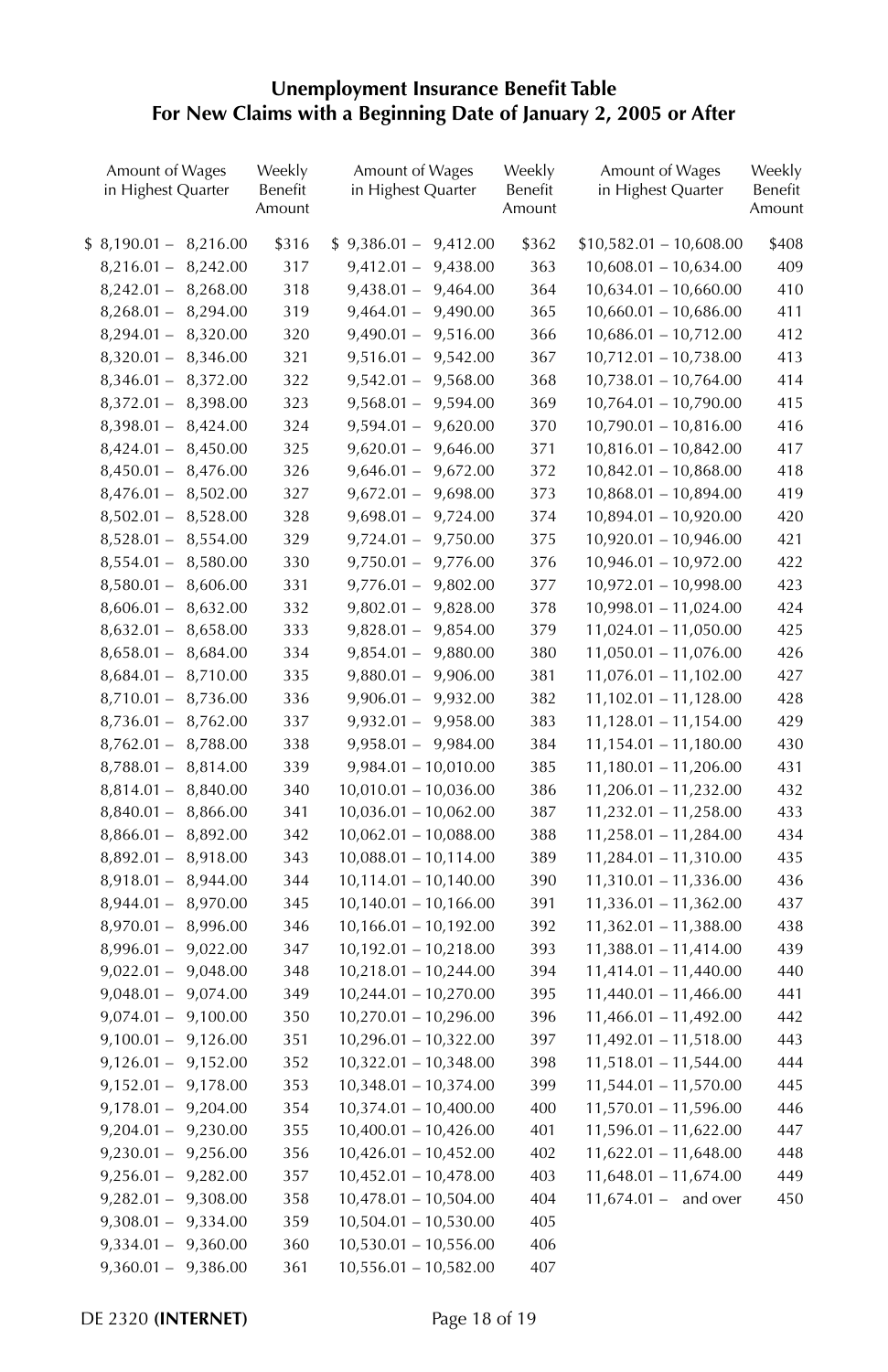## Unemployment Insurance Benefit Table
## For New Claims with a Beginning Date of January 2, 2005 or After

| Amount of Wages in Highest Quarter | Weekly Benefit Amount | Amount of Wages in Highest Quarter | Weekly Benefit Amount | Amount of Wages in Highest Quarter | Weekly Benefit Amount |
|---|---|---|---|---|---|
| $ 8,190.01 – 8,216.00 | $316 | $ 9,386.01 – 9,412.00 | $362 | $10,582.01 – 10,608.00 | $408 |
| 8,216.01 – 8,242.00 | 317 | 9,412.01 – 9,438.00 | 363 | 10,608.01 – 10,634.00 | 409 |
| 8,242.01 – 8,268.00 | 318 | 9,438.01 – 9,464.00 | 364 | 10,634.01 – 10,660.00 | 410 |
| 8,268.01 – 8,294.00 | 319 | 9,464.01 – 9,490.00 | 365 | 10,660.01 – 10,686.00 | 411 |
| 8,294.01 – 8,320.00 | 320 | 9,490.01 – 9,516.00 | 366 | 10,686.01 – 10,712.00 | 412 |
| 8,320.01 – 8,346.00 | 321 | 9,516.01 – 9,542.00 | 367 | 10,712.01 – 10,738.00 | 413 |
| 8,346.01 – 8,372.00 | 322 | 9,542.01 – 9,568.00 | 368 | 10,738.01 – 10,764.00 | 414 |
| 8,372.01 – 8,398.00 | 323 | 9,568.01 – 9,594.00 | 369 | 10,764.01 – 10,790.00 | 415 |
| 8,398.01 – 8,424.00 | 324 | 9,594.01 – 9,620.00 | 370 | 10,790.01 – 10,816.00 | 416 |
| 8,424.01 – 8,450.00 | 325 | 9,620.01 – 9,646.00 | 371 | 10,816.01 – 10,842.00 | 417 |
| 8,450.01 – 8,476.00 | 326 | 9,646.01 – 9,672.00 | 372 | 10,842.01 – 10,868.00 | 418 |
| 8,476.01 – 8,502.00 | 327 | 9,672.01 – 9,698.00 | 373 | 10,868.01 – 10,894.00 | 419 |
| 8,502.01 – 8,528.00 | 328 | 9,698.01 – 9,724.00 | 374 | 10,894.01 – 10,920.00 | 420 |
| 8,528.01 – 8,554.00 | 329 | 9,724.01 – 9,750.00 | 375 | 10,920.01 – 10,946.00 | 421 |
| 8,554.01 – 8,580.00 | 330 | 9,750.01 – 9,776.00 | 376 | 10,946.01 – 10,972.00 | 422 |
| 8,580.01 – 8,606.00 | 331 | 9,776.01 – 9,802.00 | 377 | 10,972.01 – 10,998.00 | 423 |
| 8,606.01 – 8,632.00 | 332 | 9,802.01 – 9,828.00 | 378 | 10,998.01 – 11,024.00 | 424 |
| 8,632.01 – 8,658.00 | 333 | 9,828.01 – 9,854.00 | 379 | 11,024.01 – 11,050.00 | 425 |
| 8,658.01 – 8,684.00 | 334 | 9,854.01 – 9,880.00 | 380 | 11,050.01 – 11,076.00 | 426 |
| 8,684.01 – 8,710.00 | 335 | 9,880.01 – 9,906.00 | 381 | 11,076.01 – 11,102.00 | 427 |
| 8,710.01 – 8,736.00 | 336 | 9,906.01 – 9,932.00 | 382 | 11,102.01 – 11,128.00 | 428 |
| 8,736.01 – 8,762.00 | 337 | 9,932.01 – 9,958.00 | 383 | 11,128.01 – 11,154.00 | 429 |
| 8,762.01 – 8,788.00 | 338 | 9,958.01 – 9,984.00 | 384 | 11,154.01 – 11,180.00 | 430 |
| 8,788.01 – 8,814.00 | 339 | 9,984.01 – 10,010.00 | 385 | 11,180.01 – 11,206.00 | 431 |
| 8,814.01 – 8,840.00 | 340 | 10,010.01 – 10,036.00 | 386 | 11,206.01 – 11,232.00 | 432 |
| 8,840.01 – 8,866.00 | 341 | 10,036.01 – 10,062.00 | 387 | 11,232.01 – 11,258.00 | 433 |
| 8,866.01 – 8,892.00 | 342 | 10,062.01 – 10,088.00 | 388 | 11,258.01 – 11,284.00 | 434 |
| 8,892.01 – 8,918.00 | 343 | 10,088.01 – 10,114.00 | 389 | 11,284.01 – 11,310.00 | 435 |
| 8,918.01 – 8,944.00 | 344 | 10,114.01 – 10,140.00 | 390 | 11,310.01 – 11,336.00 | 436 |
| 8,944.01 – 8,970.00 | 345 | 10,140.01 – 10,166.00 | 391 | 11,336.01 – 11,362.00 | 437 |
| 8,970.01 – 8,996.00 | 346 | 10,166.01 – 10,192.00 | 392 | 11,362.01 – 11,388.00 | 438 |
| 8,996.01 – 9,022.00 | 347 | 10,192.01 – 10,218.00 | 393 | 11,388.01 – 11,414.00 | 439 |
| 9,022.01 – 9,048.00 | 348 | 10,218.01 – 10,244.00 | 394 | 11,414.01 – 11,440.00 | 440 |
| 9,048.01 – 9,074.00 | 349 | 10,244.01 – 10,270.00 | 395 | 11,440.01 – 11,466.00 | 441 |
| 9,074.01 – 9,100.00 | 350 | 10,270.01 – 10,296.00 | 396 | 11,466.01 – 11,492.00 | 442 |
| 9,100.01 – 9,126.00 | 351 | 10,296.01 – 10,322.00 | 397 | 11,492.01 – 11,518.00 | 443 |
| 9,126.01 – 9,152.00 | 352 | 10,322.01 – 10,348.00 | 398 | 11,518.01 – 11,544.00 | 444 |
| 9,152.01 – 9,178.00 | 353 | 10,348.01 – 10,374.00 | 399 | 11,544.01 – 11,570.00 | 445 |
| 9,178.01 – 9,204.00 | 354 | 10,374.01 – 10,400.00 | 400 | 11,570.01 – 11,596.00 | 446 |
| 9,204.01 – 9,230.00 | 355 | 10,400.01 – 10,426.00 | 401 | 11,596.01 – 11,622.00 | 447 |
| 9,230.01 – 9,256.00 | 356 | 10,426.01 – 10,452.00 | 402 | 11,622.01 – 11,648.00 | 448 |
| 9,256.01 – 9,282.00 | 357 | 10,452.01 – 10,478.00 | 403 | 11,648.01 – 11,674.00 | 449 |
| 9,282.01 – 9,308.00 | 358 | 10,478.01 – 10,504.00 | 404 | 11,674.01 – and over | 450 |
| 9,308.01 – 9,334.00 | 359 | 10,504.01 – 10,530.00 | 405 | | |
| 9,334.01 – 9,360.00 | 360 | 10,530.01 – 10,556.00 | 406 | | |
| 9,360.01 – 9,386.00 | 361 | 10,556.01 – 10,582.00 | 407 | | |

DE 2320 **(INTERNET)**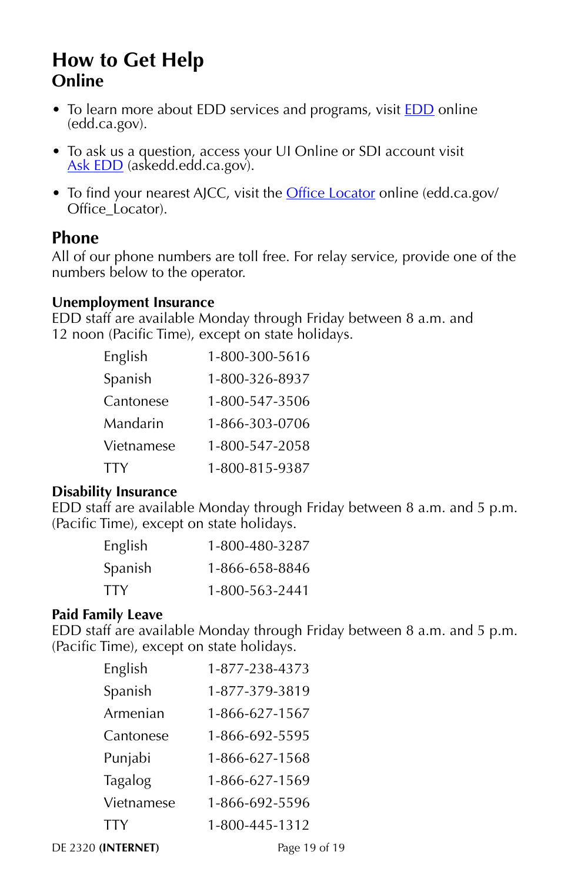# How to Get Help

## Online

- To learn more about EDD services and programs, visit EDD online (edd.ca.gov).
- To ask us a question, access your UI Online or SDI account visit Ask EDD (askedd.edd.ca.gov).
- To find your nearest AJCC, visit the Office Locator online (edd.ca.gov/Office_Locator).

## Phone

All of our phone numbers are toll free. For relay service, provide one of the numbers below to the operator.

### Unemployment Insurance

EDD staff are available Monday through Friday between 8 a.m. and 12 noon (Pacific Time), except on state holidays.

| | |
|---|---|
| English | 1-800-300-5616 |
| Spanish | 1-800-326-8937 |
| Cantonese | 1-800-547-3506 |
| Mandarin | 1-866-303-0706 |
| Vietnamese | 1-800-547-2058 |
| TTY | 1-800-815-9387 |

### Disability Insurance

EDD staff are available Monday through Friday between 8 a.m. and 5 p.m. (Pacific Time), except on state holidays.

| | |
|---|---|
| English | 1-800-480-3287 |
| Spanish | 1-866-658-8846 |
| TTY | 1-800-563-2441 |

### Paid Family Leave

EDD staff are available Monday through Friday between 8 a.m. and 5 p.m. (Pacific Time), except on state holidays.

| | |
|---|---|
| English | 1-877-238-4373 |
| Spanish | 1-877-379-3819 |
| Armenian | 1-866-627-1567 |
| Cantonese | 1-866-692-5595 |
| Punjabi | 1-866-627-1568 |
| Tagalog | 1-866-627-1569 |
| Vietnamese | 1-866-692-5596 |
| TTY | 1-800-445-1312 |

DE 2320 **(INTERNET)**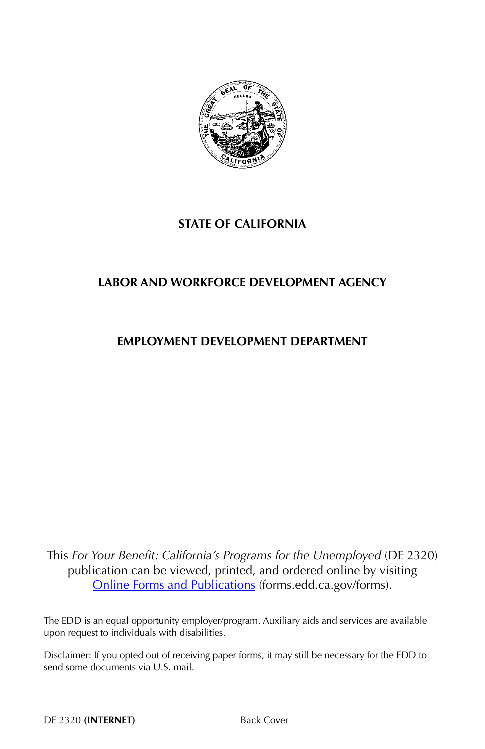**STATE OF CALIFORNIA**

**LABOR AND WORKFORCE DEVELOPMENT AGENCY**

**EMPLOYMENT DEVELOPMENT DEPARTMENT**

This *For Your Benefit: California's Programs for the Unemployed* (DE 2320) publication can be viewed, printed, and ordered online by visiting Online Forms and Publications (forms.edd.ca.gov/forms).

The EDD is an equal opportunity employer/program. Auxiliary aids and services are available upon request to individuals with disabilities.

Disclaimer: If you opted out of receiving paper forms, it may still be necessary for the EDD to send some documents via U.S. mail.

DE 2320 **(INTERNET)** Back Cover